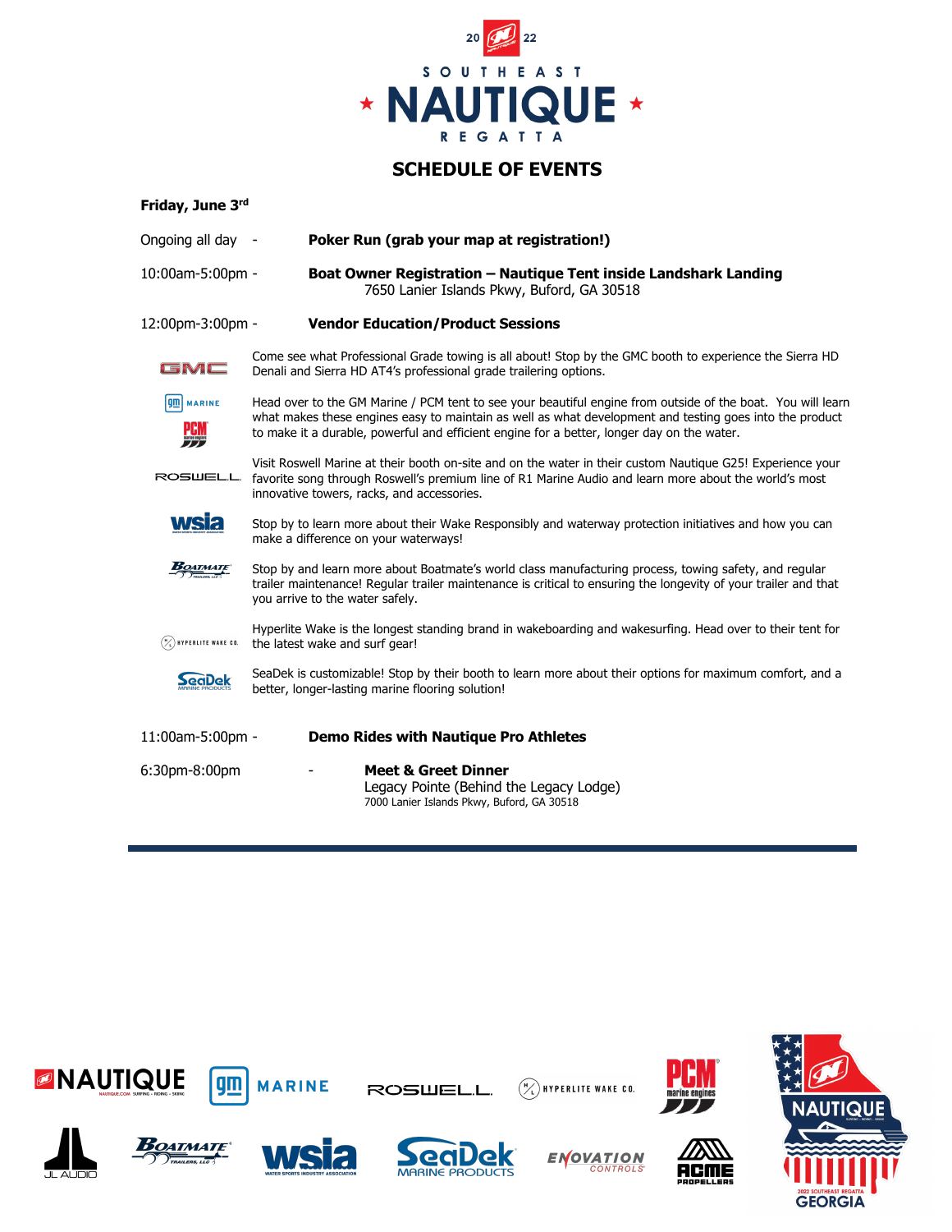# 2022 SOUTHEAST NAUTIQUE REGATTA

## SCHEDULE OF EVENTS

**Friday, June 3rd**

Ongoing all day - **Poker Run (grab your map at registration!)**

10:00am-5:00pm - **Boat Owner Registration – Nautique Tent inside Landshark Landing**
7650 Lanier Islands Pkwy, Buford, GA 30518

12:00pm-3:00pm - **Vendor Education/Product Sessions**

- **GMC**: Come see what Professional Grade towing is all about! Stop by the GMC booth to experience the Sierra HD Denali and Sierra HD AT4's professional grade trailering options.
- **GM Marine / PCM**: Head over to the GM Marine / PCM tent to see your beautiful engine from outside of the boat. You will learn what makes these engines easy to maintain as well as what development and testing goes into the product to make it a durable, powerful and efficient engine for a better, longer day on the water.
- **Roswell**: Visit Roswell Marine at their booth on-site and on the water in their custom Nautique G25! Experience your favorite song through Roswell's premium line of R1 Marine Audio and learn more about the world's most innovative towers, racks, and accessories.
- **WSIA**: Stop by to learn more about their Wake Responsibly and waterway protection initiatives and how you can make a difference on your waterways!
- **Boatmate**: Stop by and learn more about Boatmate's world class manufacturing process, towing safety, and regular trailer maintenance! Regular trailer maintenance is critical to ensuring the longevity of your trailer and that you arrive to the water safely.
- **Hyperlite Wake Co.**: Hyperlite Wake is the longest standing brand in wakeboarding and wakesurfing. Head over to their tent for the latest wake and surf gear!
- **SeaDek**: SeaDek is customizable! Stop by their booth to learn more about their options for maximum comfort, and a better, longer-lasting marine flooring solution!

11:00am-5:00pm - **Demo Rides with Nautique Pro Athletes**

6:30pm-8:00pm - **Meet & Greet Dinner**
Legacy Pointe (Behind the Legacy Lodge)
7000 Lanier Islands Pkwy, Buford, GA 30518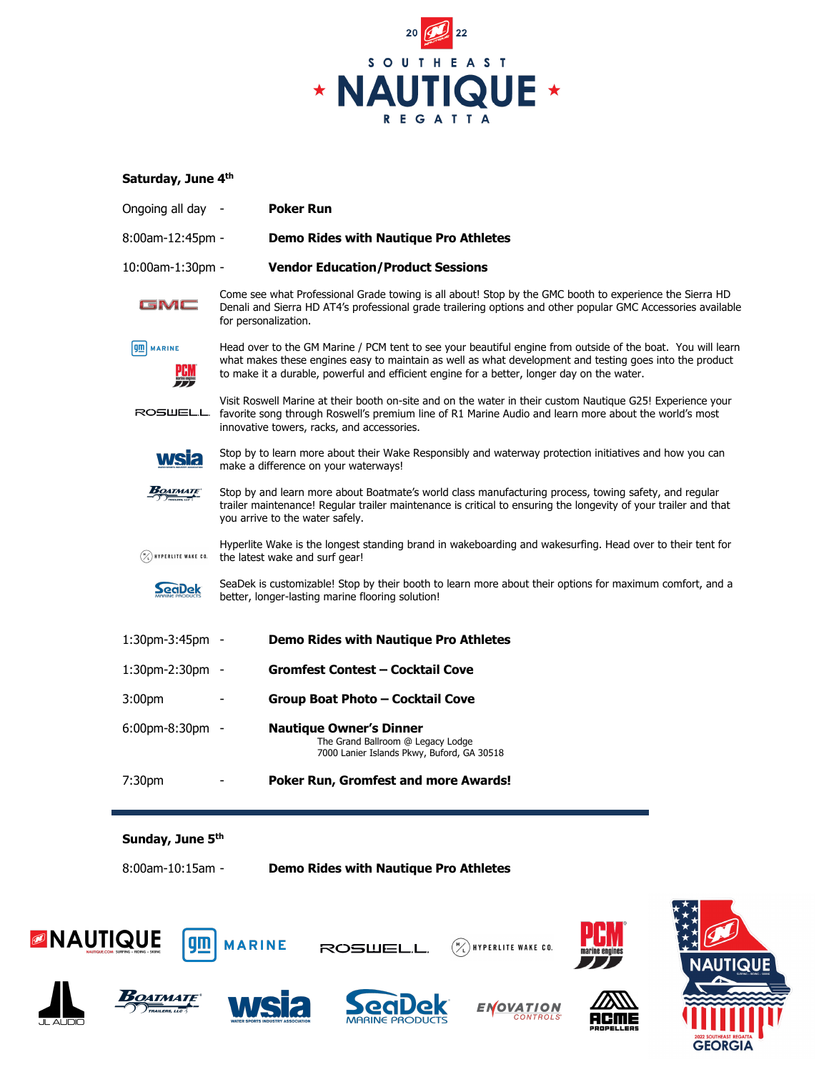# 2022 SOUTHEAST ★ NAUTIQUE ★ REGATTA

## Saturday, June 4th

Ongoing all day - **Poker Run**

8:00am-12:45pm - **Demo Rides with Nautique Pro Athletes**

10:00am-1:30pm - **Vendor Education/Product Sessions**

GMC — Come see what Professional Grade towing is all about! Stop by the GMC booth to experience the Sierra HD Denali and Sierra HD AT4's professional grade trailering options and other popular GMC Accessories available for personalization.

GM Marine / PCM — Head over to the GM Marine / PCM tent to see your beautiful engine from outside of the boat. You will learn what makes these engines easy to maintain as well as what development and testing goes into the product to make it a durable, powerful and efficient engine for a better, longer day on the water.

Roswell — Visit Roswell Marine at their booth on-site and on the water in their custom Nautique G25! Experience your favorite song through Roswell's premium line of R1 Marine Audio and learn more about the world's most innovative towers, racks, and accessories.

WSIA — Stop by to learn more about their Wake Responsibly and waterway protection initiatives and how you can make a difference on your waterways!

Boatmate — Stop by and learn more about Boatmate's world class manufacturing process, towing safety, and regular trailer maintenance! Regular trailer maintenance is critical to ensuring the longevity of your trailer and that you arrive to the water safely.

Hyperlite Wake Co. — Hyperlite Wake is the longest standing brand in wakeboarding and wakesurfing. Head over to their tent for the latest wake and surf gear!

SeaDek — SeaDek is customizable! Stop by their booth to learn more about their options for maximum comfort, and a better, longer-lasting marine flooring solution!

1:30pm-3:45pm - **Demo Rides with Nautique Pro Athletes**

1:30pm-2:30pm - **Gromfest Contest – Cocktail Cove**

3:00pm - **Group Boat Photo – Cocktail Cove**

6:00pm-8:30pm - **Nautique Owner's Dinner**
The Grand Ballroom @ Legacy Lodge
7000 Lanier Islands Pkwy, Buford, GA 30518

7:30pm - **Poker Run, Gromfest and more Awards!**

---

## Sunday, June 5th

8:00am-10:15am - **Demo Rides with Nautique Pro Athletes**

NAUTIQUE · GM MARINE · ROSWELL · HYPERLITE WAKE CO. · PCM MARINE ENGINES · JL AUDIO · BOATMATE TRAILERS, LLC · WSIA WATER SPORTS INDUSTRY ASSOCIATION · SEADEK MARINE PRODUCTS · ENOVATION CONTROLS · ACME PROPELLERS

NAUTIQUE 2022 SOUTHEAST REGATTA GEORGIA